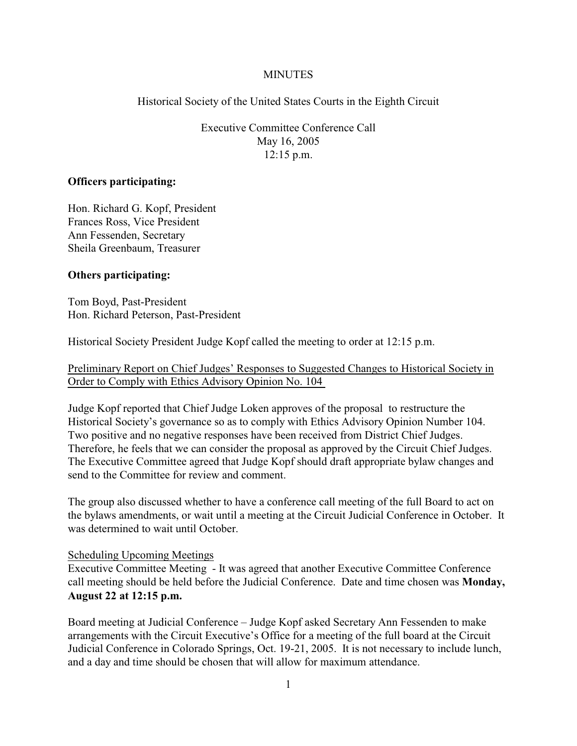# MINUTES

## Historical Society of the United States Courts in the Eighth Circuit

Executive Committee Conference Call
May 16, 2005
12:15 p.m.

**Officers participating:**

Hon. Richard G. Kopf, President
Frances Ross, Vice President
Ann Fessenden, Secretary
Sheila Greenbaum, Treasurer

**Others participating:**

Tom Boyd, Past-President
Hon. Richard Peterson, Past-President

Historical Society President Judge Kopf called the meeting to order at 12:15 p.m.

Preliminary Report on Chief Judges' Responses to Suggested Changes to Historical Society in Order to Comply with Ethics Advisory Opinion No. 104

Judge Kopf reported that Chief Judge Loken approves of the proposal to restructure the Historical Society's governance so as to comply with Ethics Advisory Opinion Number 104. Two positive and no negative responses have been received from District Chief Judges. Therefore, he feels that we can consider the proposal as approved by the Circuit Chief Judges. The Executive Committee agreed that Judge Kopf should draft appropriate bylaw changes and send to the Committee for review and comment.

The group also discussed whether to have a conference call meeting of the full Board to act on the bylaws amendments, or wait until a meeting at the Circuit Judicial Conference in October. It was determined to wait until October.

Scheduling Upcoming Meetings

Executive Committee Meeting - It was agreed that another Executive Committee Conference call meeting should be held before the Judicial Conference. Date and time chosen was **Monday, August 22 at 12:15 p.m.**

Board meeting at Judicial Conference – Judge Kopf asked Secretary Ann Fessenden to make arrangements with the Circuit Executive's Office for a meeting of the full board at the Circuit Judicial Conference in Colorado Springs, Oct. 19-21, 2005. It is not necessary to include lunch, and a day and time should be chosen that will allow for maximum attendance.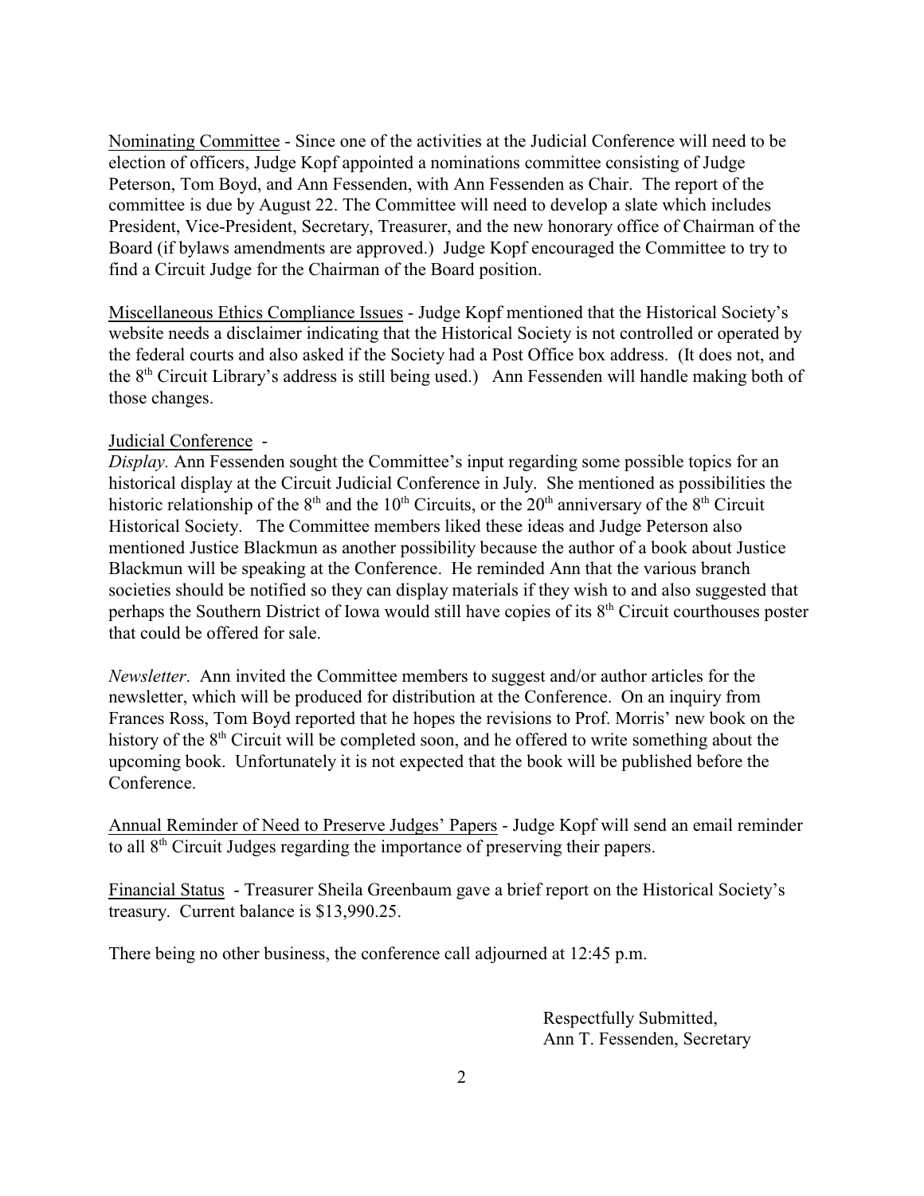Nominating Committee - Since one of the activities at the Judicial Conference will need to be election of officers, Judge Kopf appointed a nominations committee consisting of Judge Peterson, Tom Boyd, and Ann Fessenden, with Ann Fessenden as Chair. The report of the committee is due by August 22. The Committee will need to develop a slate which includes President, Vice-President, Secretary, Treasurer, and the new honorary office of Chairman of the Board (if bylaws amendments are approved.) Judge Kopf encouraged the Committee to try to find a Circuit Judge for the Chairman of the Board position.

Miscellaneous Ethics Compliance Issues - Judge Kopf mentioned that the Historical Society's website needs a disclaimer indicating that the Historical Society is not controlled or operated by the federal courts and also asked if the Society had a Post Office box address. (It does not, and the 8th Circuit Library's address is still being used.) Ann Fessenden will handle making both of those changes.

Judicial Conference -

*Display.* Ann Fessenden sought the Committee's input regarding some possible topics for an historical display at the Circuit Judicial Conference in July. She mentioned as possibilities the historic relationship of the 8th and the 10th Circuits, or the 20th anniversary of the 8th Circuit Historical Society. The Committee members liked these ideas and Judge Peterson also mentioned Justice Blackmun as another possibility because the author of a book about Justice Blackmun will be speaking at the Conference. He reminded Ann that the various branch societies should be notified so they can display materials if they wish to and also suggested that perhaps the Southern District of Iowa would still have copies of its 8th Circuit courthouses poster that could be offered for sale.

*Newsletter*. Ann invited the Committee members to suggest and/or author articles for the newsletter, which will be produced for distribution at the Conference. On an inquiry from Frances Ross, Tom Boyd reported that he hopes the revisions to Prof. Morris' new book on the history of the 8th Circuit will be completed soon, and he offered to write something about the upcoming book. Unfortunately it is not expected that the book will be published before the Conference.

Annual Reminder of Need to Preserve Judges' Papers - Judge Kopf will send an email reminder to all 8th Circuit Judges regarding the importance of preserving their papers.

Financial Status - Treasurer Sheila Greenbaum gave a brief report on the Historical Society's treasury. Current balance is $13,990.25.

There being no other business, the conference call adjourned at 12:45 p.m.

Respectfully Submitted,
Ann T. Fessenden, Secretary